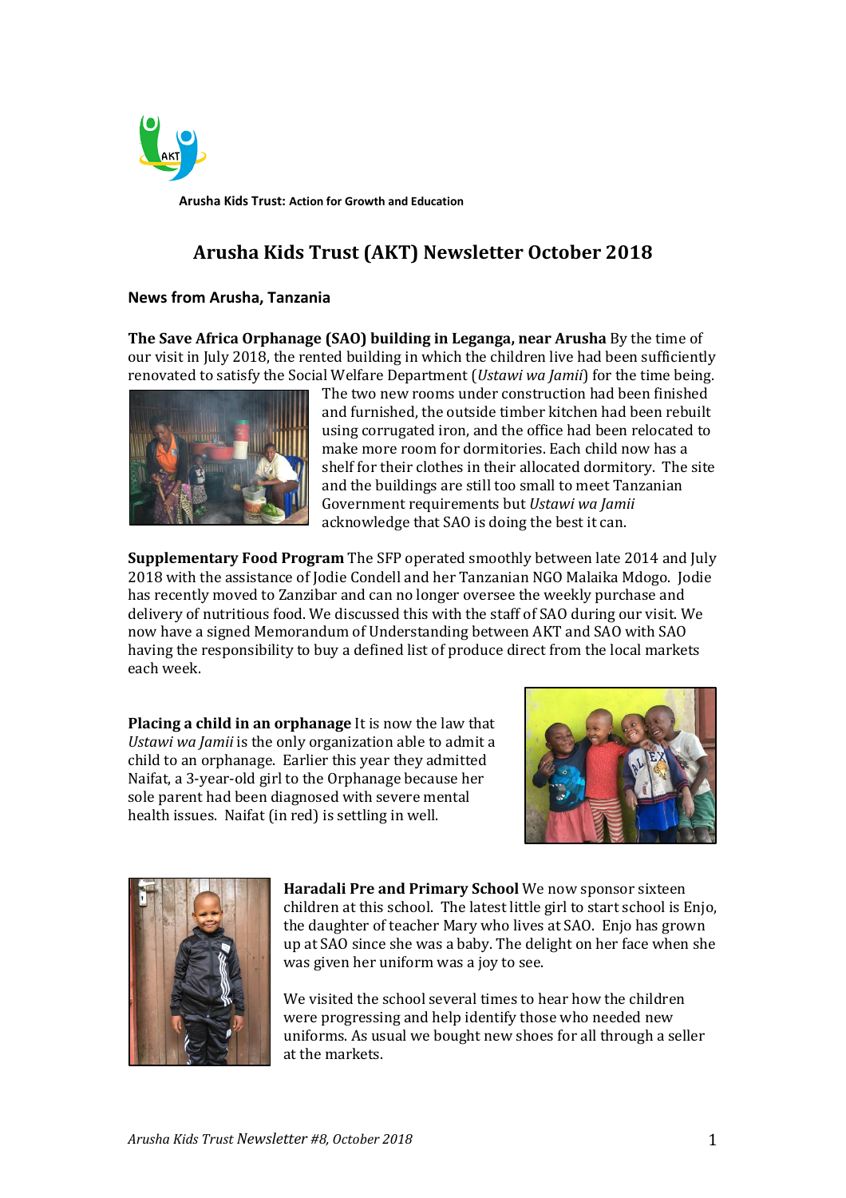Arusha Kids Trust: Action for Growth and Education

# Arusha Kids Trust (AKT) Newsletter October 2018

## News from Arusha, Tanzania

**The Save Africa Orphanage (SAO) building in Leganga, near Arusha** By the time of our visit in July 2018, the rented building in which the children live had been sufficiently renovated to satisfy the Social Welfare Department (*Ustawi wa Jamii*) for the time being. The two new rooms under construction had been finished and furnished, the outside timber kitchen had been rebuilt using corrugated iron, and the office had been relocated to make more room for dormitories. Each child now has a shelf for their clothes in their allocated dormitory. The site and the buildings are still too small to meet Tanzanian Government requirements but *Ustawi wa Jamii* acknowledge that SAO is doing the best it can.

**Supplementary Food Program** The SFP operated smoothly between late 2014 and July 2018 with the assistance of Jodie Condell and her Tanzanian NGO Malaika Mdogo. Jodie has recently moved to Zanzibar and can no longer oversee the weekly purchase and delivery of nutritious food. We discussed this with the staff of SAO during our visit. We now have a signed Memorandum of Understanding between AKT and SAO with SAO having the responsibility to buy a defined list of produce direct from the local markets each week.

**Placing a child in an orphanage** It is now the law that *Ustawi wa Jamii* is the only organization able to admit a child to an orphanage. Earlier this year they admitted Naifat, a 3-year-old girl to the Orphanage because her sole parent had been diagnosed with severe mental health issues. Naifat (in red) is settling in well.

**Haradali Pre and Primary School** We now sponsor sixteen children at this school. The latest little girl to start school is Enjo, the daughter of teacher Mary who lives at SAO. Enjo has grown up at SAO since she was a baby. The delight on her face when she was given her uniform was a joy to see.

We visited the school several times to hear how the children were progressing and help identify those who needed new uniforms. As usual we bought new shoes for all through a seller at the markets.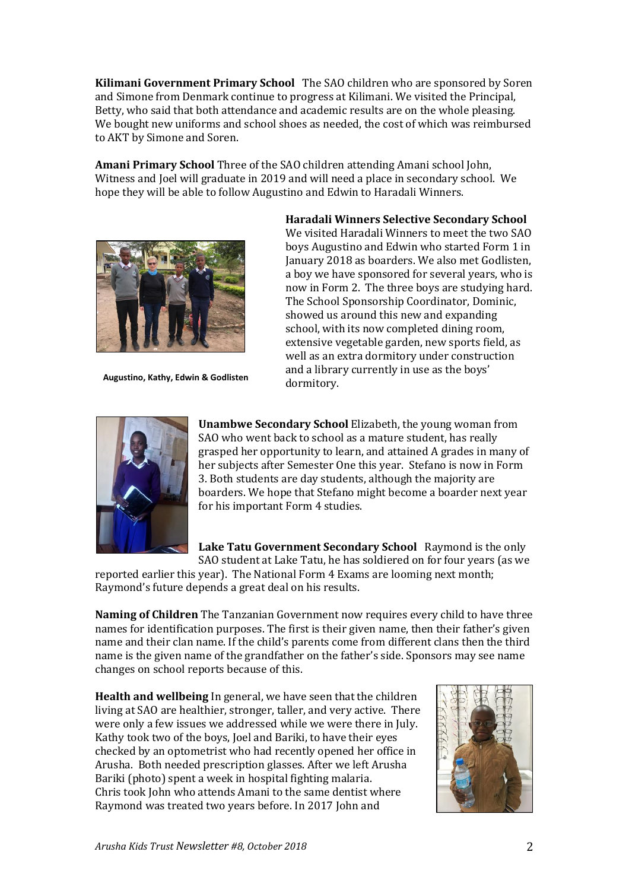**Kilimani Government Primary School** The SAO children who are sponsored by Soren and Simone from Denmark continue to progress at Kilimani. We visited the Principal, Betty, who said that both attendance and academic results are on the whole pleasing. We bought new uniforms and school shoes as needed, the cost of which was reimbursed to AKT by Simone and Soren.

**Amani Primary School** Three of the SAO children attending Amani school John, Witness and Joel will graduate in 2019 and will need a place in secondary school. We hope they will be able to follow Augustino and Edwin to Haradali Winners.

**Haradali Winners Selective Secondary School** We visited Haradali Winners to meet the two SAO boys Augustino and Edwin who started Form 1 in January 2018 as boarders. We also met Godlisten, a boy we have sponsored for several years, who is now in Form 2. The three boys are studying hard. The School Sponsorship Coordinator, Dominic, showed us around this new and expanding school, with its now completed dining room, extensive vegetable garden, new sports field, as well as an extra dormitory under construction and a library currently in use as the boys' dormitory.

**Augustino, Kathy, Edwin & Godlisten**

**Unambwe Secondary School** Elizabeth, the young woman from SAO who went back to school as a mature student, has really grasped her opportunity to learn, and attained A grades in many of her subjects after Semester One this year. Stefano is now in Form 3. Both students are day students, although the majority are boarders. We hope that Stefano might become a boarder next year for his important Form 4 studies.

**Lake Tatu Government Secondary School** Raymond is the only SAO student at Lake Tatu, he has soldiered on for four years (as we reported earlier this year). The National Form 4 Exams are looming next month; Raymond's future depends a great deal on his results.

**Naming of Children** The Tanzanian Government now requires every child to have three names for identification purposes. The first is their given name, then their father's given name and their clan name. If the child's parents come from different clans then the third name is the given name of the grandfather on the father's side. Sponsors may see name changes on school reports because of this.

**Health and wellbeing** In general, we have seen that the children living at SAO are healthier, stronger, taller, and very active. There were only a few issues we addressed while we were there in July. Kathy took two of the boys, Joel and Bariki, to have their eyes checked by an optometrist who had recently opened her office in Arusha. Both needed prescription glasses. After we left Arusha Bariki (photo) spent a week in hospital fighting malaria. Chris took John who attends Amani to the same dentist where Raymond was treated two years before. In 2017 John and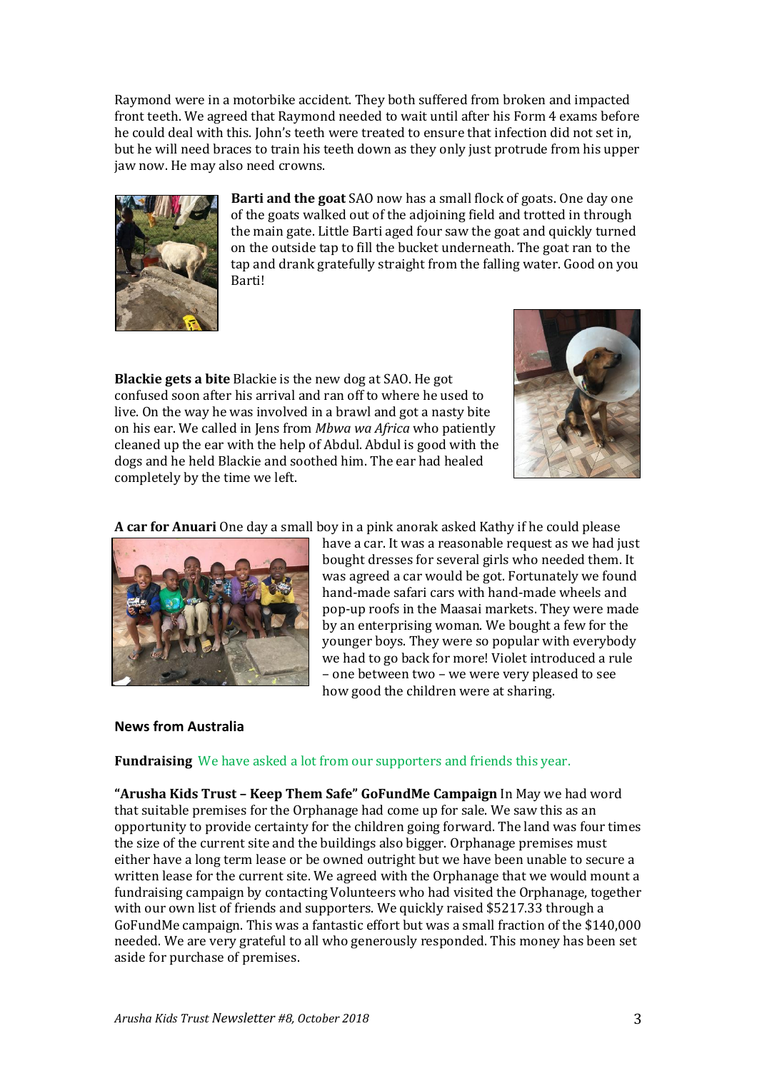Raymond were in a motorbike accident. They both suffered from broken and impacted front teeth. We agreed that Raymond needed to wait until after his Form 4 exams before he could deal with this. John's teeth were treated to ensure that infection did not set in, but he will need braces to train his teeth down as they only just protrude from his upper jaw now. He may also need crowns.

**Barti and the goat** SAO now has a small flock of goats. One day one of the goats walked out of the adjoining field and trotted in through the main gate. Little Barti aged four saw the goat and quickly turned on the outside tap to fill the bucket underneath. The goat ran to the tap and drank gratefully straight from the falling water. Good on you Barti!

**Blackie gets a bite** Blackie is the new dog at SAO. He got confused soon after his arrival and ran off to where he used to live. On the way he was involved in a brawl and got a nasty bite on his ear. We called in Jens from *Mbwa wa Africa* who patiently cleaned up the ear with the help of Abdul. Abdul is good with the dogs and he held Blackie and soothed him. The ear had healed completely by the time we left.

**A car for Anuari** One day a small boy in a pink anorak asked Kathy if he could please have a car. It was a reasonable request as we had just bought dresses for several girls who needed them. It was agreed a car would be got. Fortunately we found hand-made safari cars with hand-made wheels and pop-up roofs in the Maasai markets. They were made by an enterprising woman. We bought a few for the younger boys. They were so popular with everybody we had to go back for more! Violet introduced a rule – one between two – we were very pleased to see how good the children were at sharing.

## News from Australia

**Fundraising** We have asked a lot from our supporters and friends this year.

**"Arusha Kids Trust – Keep Them Safe" GoFundMe Campaign** In May we had word that suitable premises for the Orphanage had come up for sale. We saw this as an opportunity to provide certainty for the children going forward. The land was four times the size of the current site and the buildings also bigger. Orphanage premises must either have a long term lease or be owned outright but we have been unable to secure a written lease for the current site. We agreed with the Orphanage that we would mount a fundraising campaign by contacting Volunteers who had visited the Orphanage, together with our own list of friends and supporters. We quickly raised $5217.33 through a GoFundMe campaign. This was a fantastic effort but was a small fraction of the $140,000 needed. We are very grateful to all who generously responded. This money has been set aside for purchase of premises.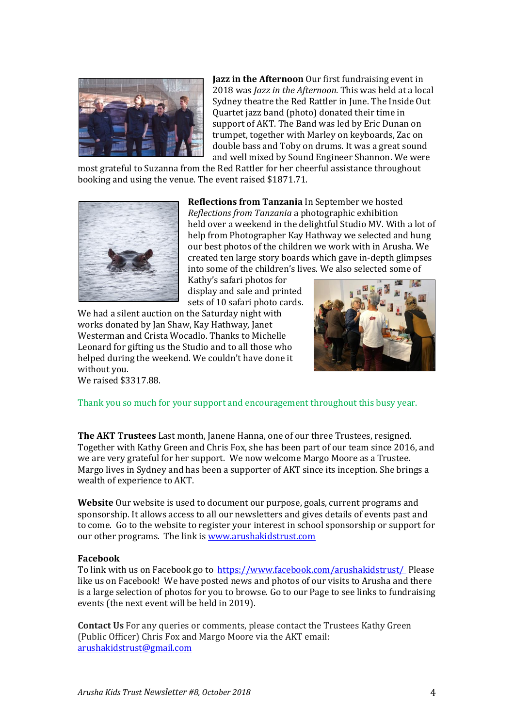**Jazz in the Afternoon** Our first fundraising event in 2018 was *Jazz in the Afternoon.* This was held at a local Sydney theatre the Red Rattler in June. The Inside Out Quartet jazz band (photo) donated their time in support of AKT. The Band was led by Eric Dunan on trumpet, together with Marley on keyboards, Zac on double bass and Toby on drums. It was a great sound and well mixed by Sound Engineer Shannon. We were most grateful to Suzanna from the Red Rattler for her cheerful assistance throughout booking and using the venue. The event raised $1871.71.

**Reflections from Tanzania** In September we hosted *Reflections from Tanzania* a photographic exhibition held over a weekend in the delightful Studio MV. With a lot of help from Photographer Kay Hathway we selected and hung our best photos of the children we work with in Arusha. We created ten large story boards which gave in-depth glimpses into some of the children's lives. We also selected some of Kathy's safari photos for display and sale and printed sets of 10 safari photo cards. We had a silent auction on the Saturday night with works donated by Jan Shaw, Kay Hathway, Janet Westerman and Crista Wocadlo. Thanks to Michelle Leonard for gifting us the Studio and to all those who helped during the weekend. We couldn't have done it without you.
We raised $3317.88.

Thank you so much for your support and encouragement throughout this busy year.

**The AKT Trustees** Last month, Janene Hanna, one of our three Trustees, resigned. Together with Kathy Green and Chris Fox, she has been part of our team since 2016, and we are very grateful for her support. We now welcome Margo Moore as a Trustee. Margo lives in Sydney and has been a supporter of AKT since its inception. She brings a wealth of experience to AKT.

**Website** Our website is used to document our purpose, goals, current programs and sponsorship. It allows access to all our newsletters and gives details of events past and to come. Go to the website to register your interest in school sponsorship or support for our other programs. The link is [www.arushakidstrust.com](www.arushakidstrust.com)

**Facebook**
To link with us on Facebook go to [https://www.facebook.com/arushakidstrust/](https://www.facebook.com/arushakidstrust/) Please like us on Facebook! We have posted news and photos of our visits to Arusha and there is a large selection of photos for you to browse. Go to our Page to see links to fundraising events (the next event will be held in 2019).

**Contact Us** For any queries or comments, please contact the Trustees Kathy Green (Public Officer) Chris Fox and Margo Moore via the AKT email: [arushakidstrust@gmail.com](mailto:arushakidstrust@gmail.com)